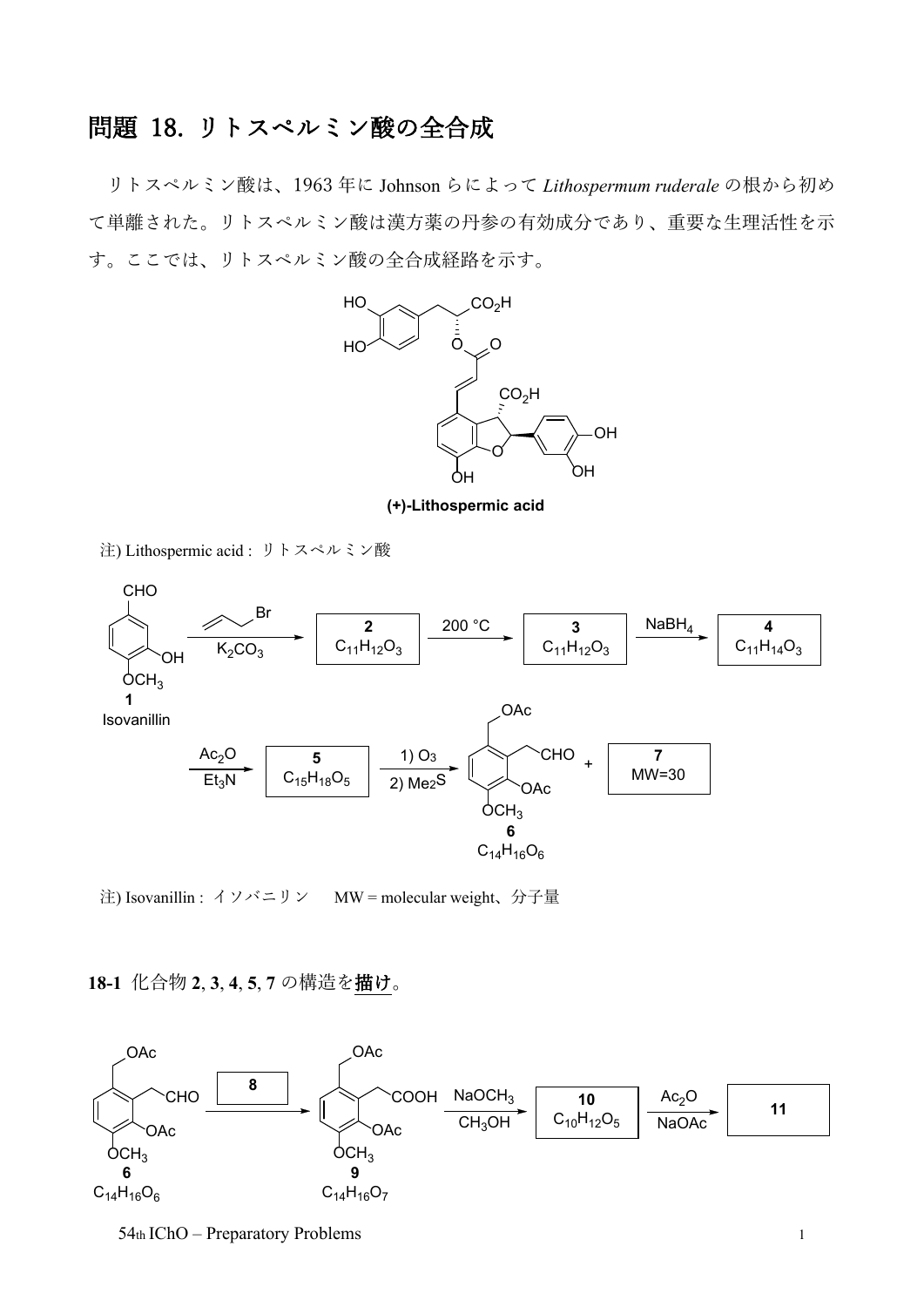# 問題 18. リトスペルミン酸の全合成

リトスペルミン酸は、1963 年に Johnson らによって *Lithospermum ruderale* の根から初めて単離された。リトスペルミン酸は漢方薬の丹参の有効成分であり、重要な生理活性を示す。ここでは、リトスペルミン酸の全合成経路を示す。

**(+)-Lithospermic acid**

注) Lithospermic acid : リトスペルミン酸

**1** Isovanillin → (allyl bromide, $K_2CO_3$) → **2** $C_{11}H_{12}O_3$ → (200 °C) → **3** $C_{11}H_{12}O_3$ → ($NaBH_4$) → **4** $C_{11}H_{14}O_3$

→ ($Ac_2O$, $Et_3N$) → **5** $C_{15}H_{18}O_5$ → (1) $O_3$ 2) $Me_2S$) → **6** $C_{14}H_{16}O_6$ + **7** MW=30

注) Isovanillin : イソバニリン　　MW = molecular weight、分子量

**18-1** 化合物 **2**, **3**, **4**, **5**, **7** の構造を描け。

**6** $C_{14}H_{16}O_6$ → (**8**) → **9** $C_{14}H_{16}O_7$ → ($NaOCH_3$, $CH_3OH$) → **10** $C_{10}H_{12}O_5$ → ($Ac_2O$, NaOAc) → **11**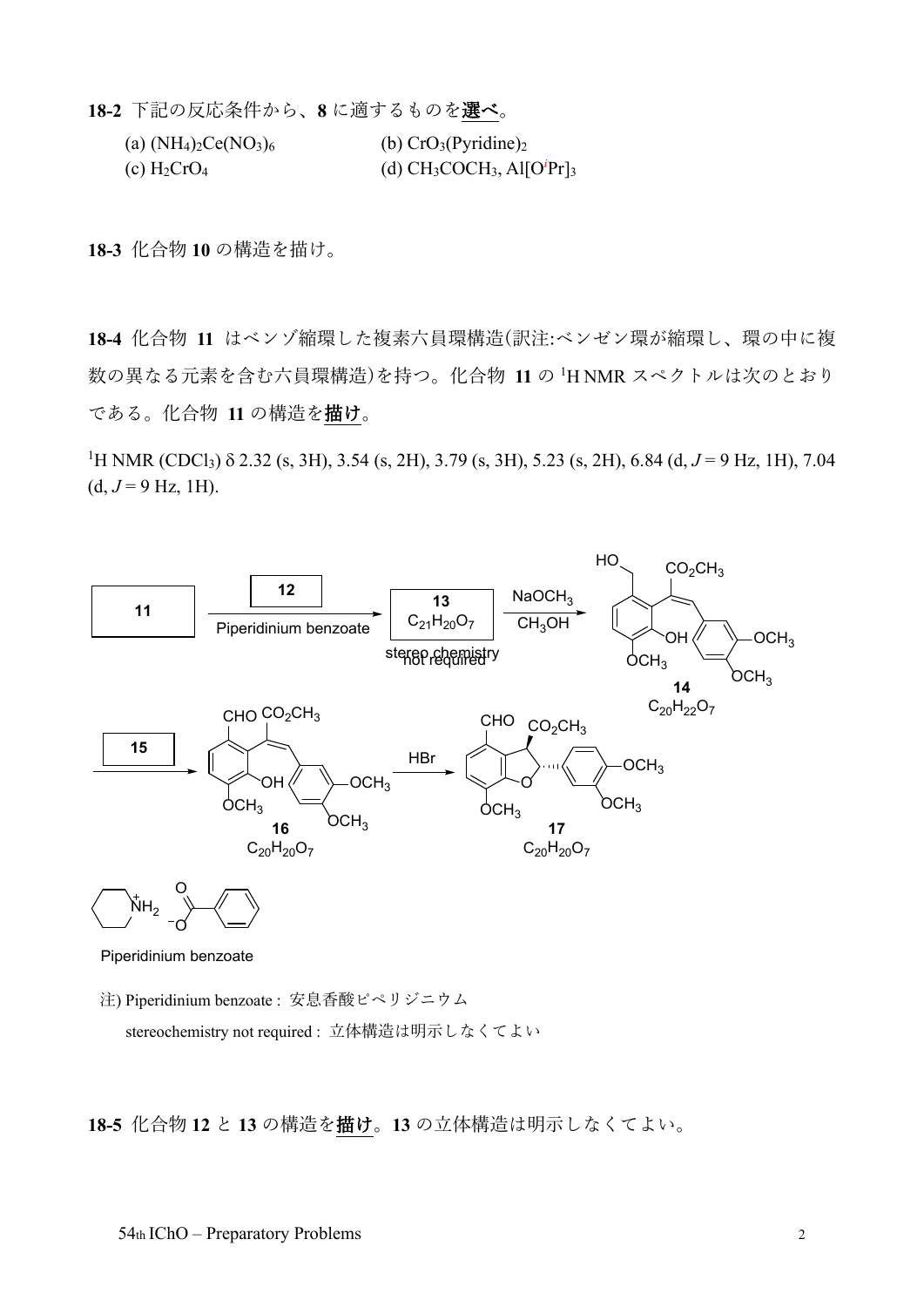**18-2** 下記の反応条件から、**8** に適するものを<u>選べ</u>。

(a) $(NH_4)_2Ce(NO_3)_6$ (b) $CrO_3(Pyridine)_2$

(c) $H_2CrO_4$ (d) $CH_3COCH_3$, $Al[O^iPr]_3$

**18-3** 化合物 **10** の構造を描け。

**18-4** 化合物 **11** はベンゾ縮環した複素六員環構造(訳注:ベンゼン環が縮環し、環の中に複数の異なる元素を含む六員環構造)を持つ。化合物 **11** の $^1$H NMR スペクトルは次のとおりである。化合物 **11** の構造を<u>描け</u>。

$^1$H NMR ($CDCl_3$) δ 2.32 (s, 3H), 3.54 (s, 2H), 3.79 (s, 3H), 5.23 (s, 2H), 6.84 (d, $J$ = 9 Hz, 1H), 7.04 (d, $J$ = 9 Hz, 1H).

**11** —[**12**, Piperidinium benzoate]→ **13** ($C_{21}H_{20}O_7$, stereo chemistry not required) —[$NaOCH_3$, $CH_3OH$]→ **14** ($C_{20}H_{22}O_7$) —[**15**]→ **16** ($C_{20}H_{20}O_7$) —[HBr]→ **17** ($C_{20}H_{20}O_7$)

Piperidinium benzoate

注) Piperidinium benzoate : 安息香酸ピペリジニウム

stereochemistry not required : 立体構造は明示しなくてよい

**18-5** 化合物 **12** と **13** の構造を<u>描け</u>。**13** の立体構造は明示しなくてよい。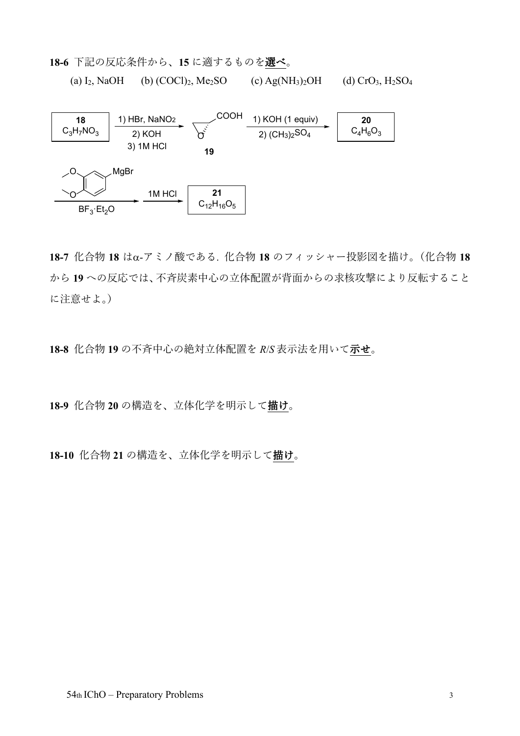**18-6** 下記の反応条件から、**15** に適するものを**選べ**。

(a) $I_2$, NaOH　　(b) $(COCl)_2$, $Me_2SO$　　(c) $Ag(NH_3)_2OH$　　(d) $CrO_3$, $H_2SO_4$

**18** ($C_3H_7NO_3$) → 1) HBr, $NaNO_2$ 2) KOH 3) 1M HCl → **19** (COOH) → 1) KOH (1 equiv) 2) $(CH_3)_2SO_4$ → **20** ($C_4H_6O_3$)

→ (3,4-dimethoxyphenyl)MgBr, $BF_3 \cdot Et_2O$ → 1M HCl → **21** ($C_{12}H_{16}O_5$)

**18-7** 化合物 **18** はα-アミノ酸である．化合物 **18** のフィッシャー投影図を描け。（化合物 **18** から **19** への反応では、不斉炭素中心の立体配置が背面からの求核攻撃により反転することに注意せよ。）

**18-8** 化合物 **19** の不斉中心の絶対立体配置を *R*/*S* 表示法を用いて**示せ**。

**18-9** 化合物 **20** の構造を、立体化学を明示して**描け**。

**18-10** 化合物 **21** の構造を、立体化学を明示して**描け**。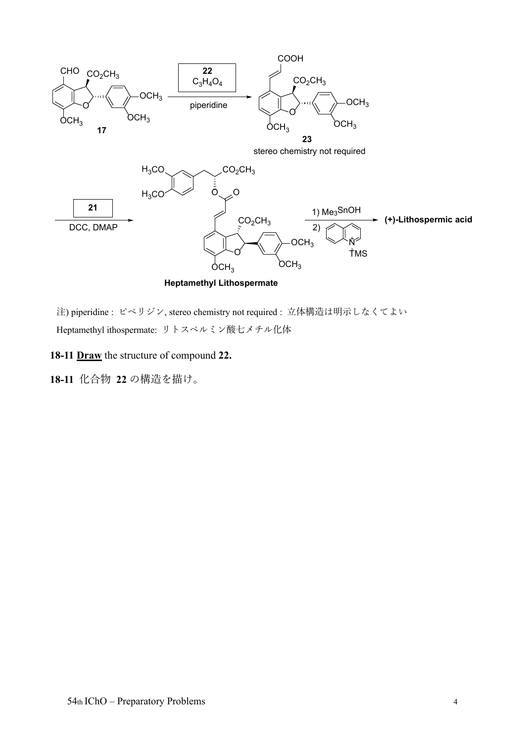17 → (22, $C_3H_4O_4$, piperidine) → 23 (stereo chemistry not required)

→ (21, DCC, DMAP) → Heptamethyl Lithospermate → (1) $Me_3SnOH$ 2) quinoline TMS) → (+)-Lithospermic acid

注) piperidine : ピペリジン, stereo chemistry not required : 立体構造は明示しなくてよい

Heptamethyl ithospermate: リトスペルミン酸七メチル化体

**18-11 Draw** the structure of compound **22.**

**18-11** 化合物 **22** の構造を描け。